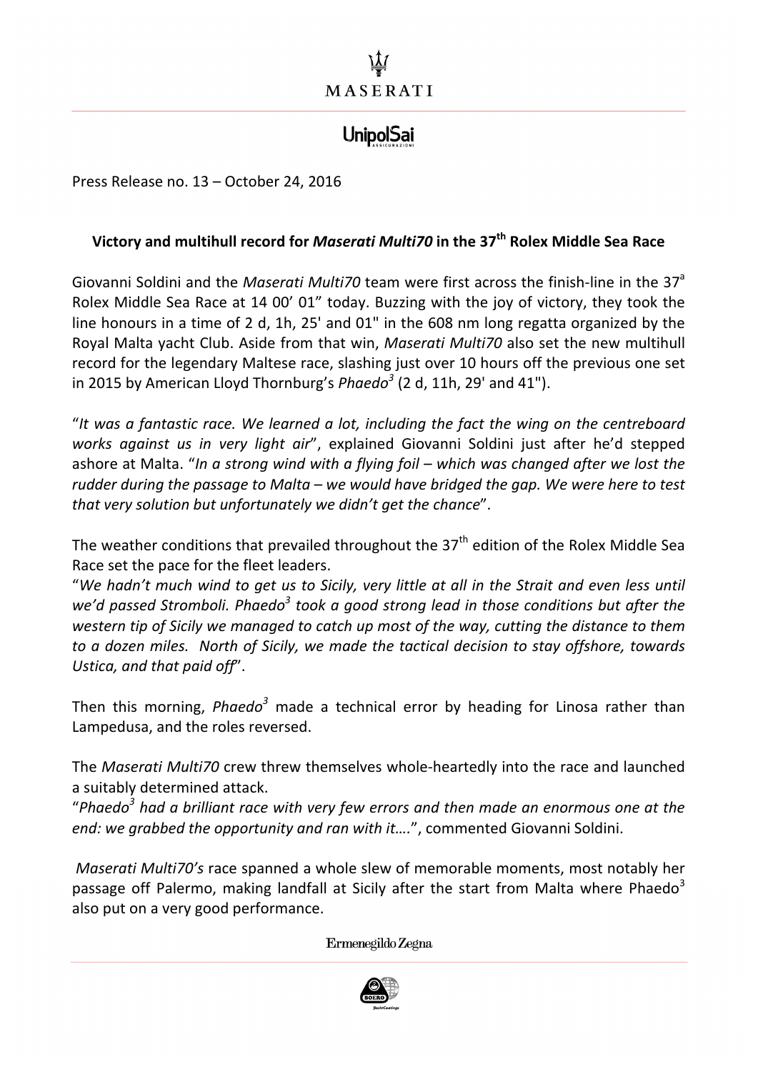MASERATI

UnipolSai

Press Release no. 13 – October 24, 2016

## Victory and multihull record for *Maserati Multi70* in the 37th Rolex Middle Sea Race

Giovanni Soldini and the *Maserati Multi70* team were first across the finish-line in the 37a Rolex Middle Sea Race at 14 00' 01" today. Buzzing with the joy of victory, they took the line honours in a time of 2 d, 1h, 25' and 01" in the 608 nm long regatta organized by the Royal Malta yacht Club. Aside from that win, *Maserati Multi70* also set the new multihull record for the legendary Maltese race, slashing just over 10 hours off the previous one set in 2015 by American Lloyd Thornburg's *Phaedo³* (2 d, 11h, 29' and 41").

"*It was a fantastic race. We learned a lot, including the fact the wing on the centreboard works against us in very light air*", explained Giovanni Soldini just after he'd stepped ashore at Malta. "*In a strong wind with a flying foil – which was changed after we lost the rudder during the passage to Malta – we would have bridged the gap. We were here to test that very solution but unfortunately we didn't get the chance*".

The weather conditions that prevailed throughout the 37th edition of the Rolex Middle Sea Race set the pace for the fleet leaders.

"*We hadn't much wind to get us to Sicily, very little at all in the Strait and even less until we'd passed Stromboli. Phaedo³ took a good strong lead in those conditions but after the western tip of Sicily we managed to catch up most of the way, cutting the distance to them to a dozen miles. North of Sicily, we made the tactical decision to stay offshore, towards Ustica, and that paid off*".

Then this morning, *Phaedo³* made a technical error by heading for Linosa rather than Lampedusa, and the roles reversed.

The *Maserati Multi70* crew threw themselves whole-heartedly into the race and launched a suitably determined attack.

"*Phaedo³ had a brilliant race with very few errors and then made an enormous one at the end: we grabbed the opportunity and ran with it….*", commented Giovanni Soldini.

*Maserati Multi70's* race spanned a whole slew of memorable moments, most notably her passage off Palermo, making landfall at Sicily after the start from Malta where Phaedo³ also put on a very good performance.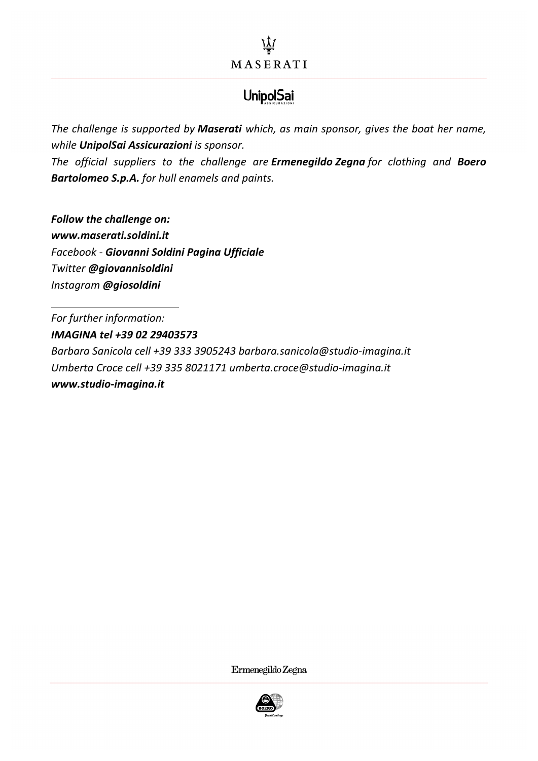*The challenge is supported by **Maserati** which, as main sponsor, gives the boat her name, while **UnipolSai Assicurazioni** is sponsor.*

*The official suppliers to the challenge are **Ermenegildo Zegna** for clothing and **Boero Bartolomeo S.p.A.** for hull enamels and paints.*

***Follow the challenge on:***

***www.maserati.soldini.it***

*Facebook - **Giovanni Soldini Pagina Ufficiale***

*Twitter **@giovannisoldini***

*Instagram **@giosoldini***

---

*For further information:*

***IMAGINA tel +39 02 29403573***

*Barbara Sanicola cell +39 333 3905243 barbara.sanicola@studio-imagina.it*

*Umberta Croce cell +39 335 8021171 umberta.croce@studio-imagina.it*

***www.studio-imagina.it***